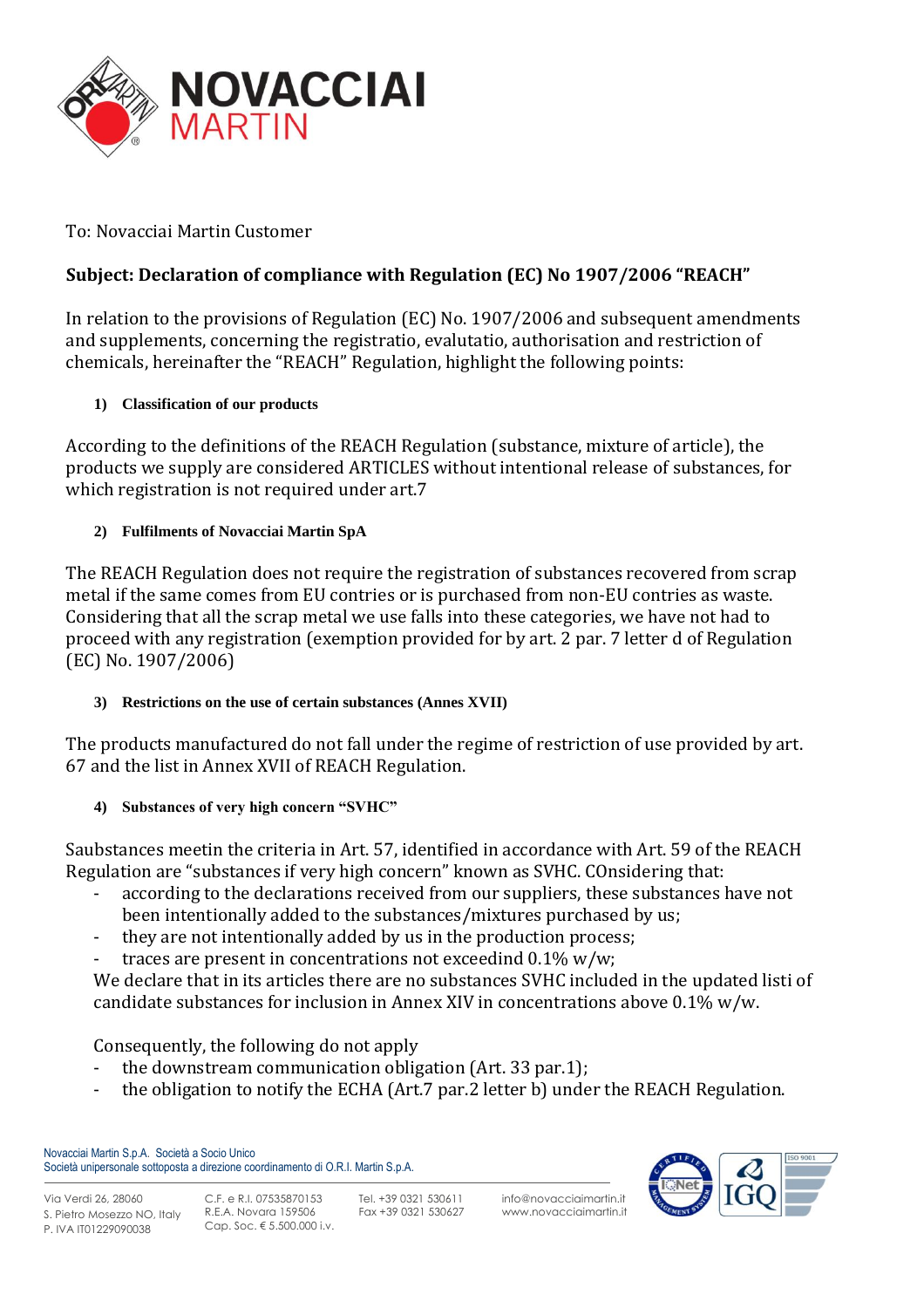To: Novacciai Martin Customer

**Subject: Declaration of compliance with Regulation (EC) No 1907/2006 "REACH"**

In relation to the provisions of Regulation (EC) No. 1907/2006 and subsequent amendments and supplements, concerning the registratio, evalutatio, authorisation and restriction of chemicals, hereinafter the "REACH" Regulation, highlight the following points:

1) **Classification of our products**

According to the definitions of the REACH Regulation (substance, mixture of article), the products we supply are considered ARTICLES without intentional release of substances, for which registration is not required under art.7

2) **Fulfilments of Novacciai Martin SpA**

The REACH Regulation does not require the registration of substances recovered from scrap metal if the same comes from EU contries or is purchased from non-EU contries as waste. Considering that all the scrap metal we use falls into these categories, we have not had to proceed with any registration (exemption provided for by art. 2 par. 7 letter d of Regulation (EC) No. 1907/2006)

3) **Restrictions on the use of certain substances (Annes XVII)**

The products manufactured do not fall under the regime of restriction of use provided by art. 67 and the list in Annex XVII of REACH Regulation.

4) **Substances of very high concern "SVHC"**

Saubstances meetin the criteria in Art. 57, identified in accordance with Art. 59 of the REACH Regulation are "substances if very high concern" known as SVHC. COnsidering that:

- according to the declarations received from our suppliers, these substances have not been intentionally added to the substances/mixtures purchased by us;
- they are not intentionally added by us in the production process;
- traces are present in concentrations not exceedind 0.1% w/w;

We declare that in its articles there are no substances SVHC included in the updated listi of candidate substances for inclusion in Annex XIV in concentrations above 0.1% w/w.

Consequently, the following do not apply

- the downstream communication obligation (Art. 33 par.1);
- the obligation to notify the ECHA (Art.7 par.2 letter b) under the REACH Regulation.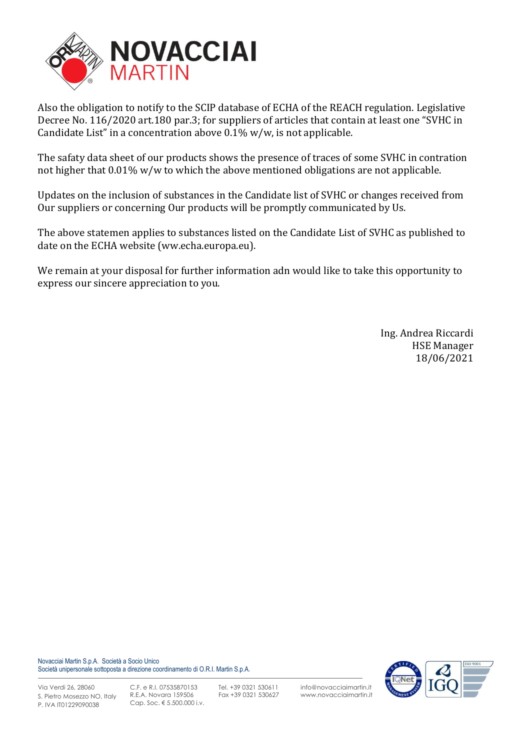Also the obligation to notify to the SCIP database of ECHA of the REACH regulation. Legislative Decree No. 116/2020 art.180 par.3; for suppliers of articles that contain at least one "SVHC in Candidate List" in a concentration above 0.1% w/w, is not applicable.

The safaty data sheet of our products shows the presence of traces of some SVHC in contration not higher that 0.01% w/w to which the above mentioned obligations are not applicable.

Updates on the inclusion of substances in the Candidate list of SVHC or changes received from Our suppliers or concerning Our products will be promptly communicated by Us.

The above statemen applies to substances listed on the Candidate List of SVHC as published to date on the ECHA website (ww.echa.europa.eu).

We remain at your disposal for further information adn would like to take this opportunity to express our sincere appreciation to you.

Ing. Andrea Riccardi
HSE Manager
18/06/2021